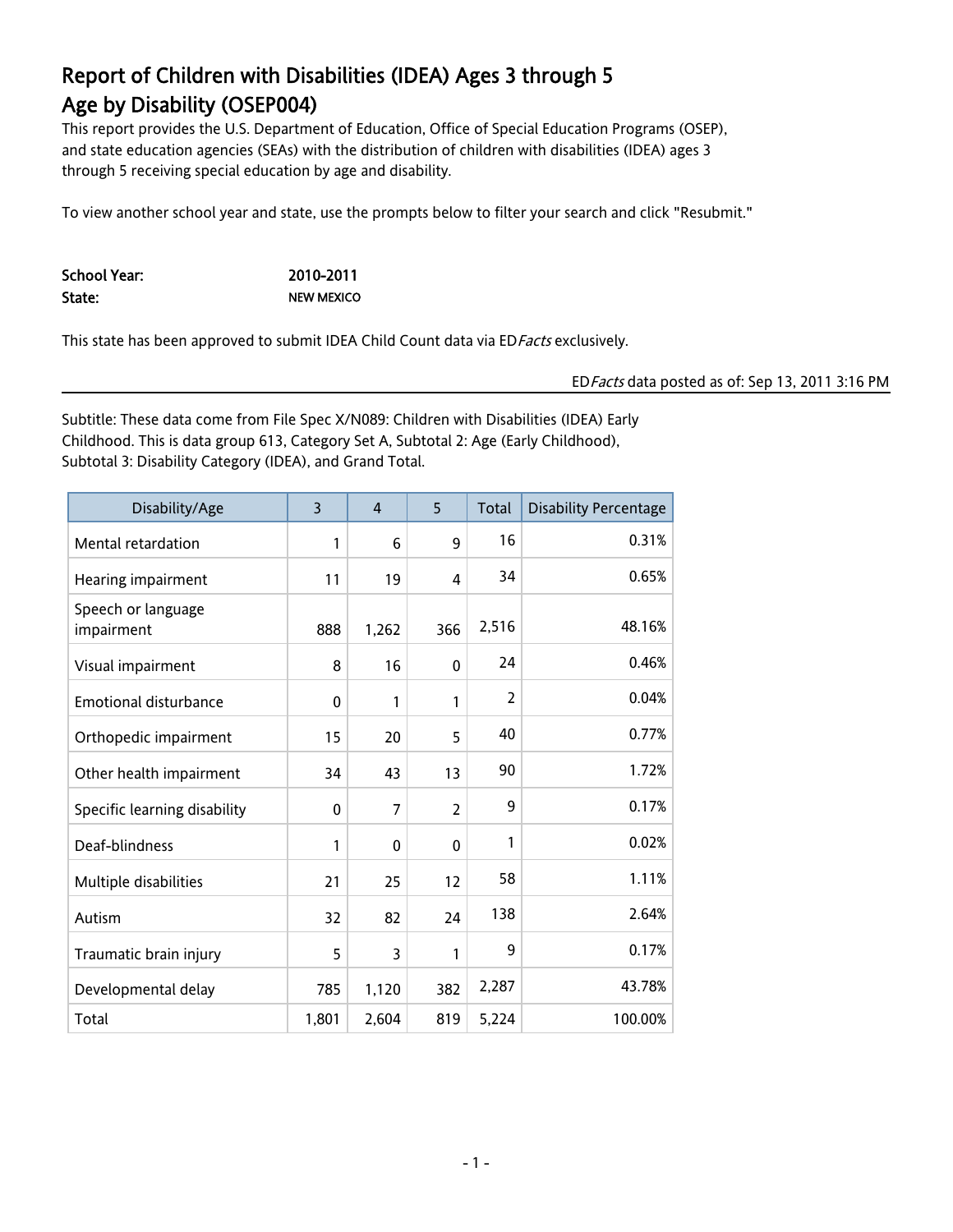# Report of Children with Disabilities (IDEA) Ages 3 through 5
# Age by Disability (OSEP004)

This report provides the U.S. Department of Education, Office of Special Education Programs (OSEP), and state education agencies (SEAs) with the distribution of children with disabilities (IDEA) ages 3 through 5 receiving special education by age and disability.

To view another school year and state, use the prompts below to filter your search and click "Resubmit."

**School Year:** 2010-2011
**State:** NEW MEXICO

This state has been approved to submit IDEA Child Count data via ED*Facts* exclusively.

ED*Facts* data posted as of: Sep 13, 2011 3:16 PM

Subtitle: These data come from File Spec X/N089: Children with Disabilities (IDEA) Early Childhood. This is data group 613, Category Set A, Subtotal 2: Age (Early Childhood), Subtotal 3: Disability Category (IDEA), and Grand Total.

| Disability/Age | 3 | 4 | 5 | Total | Disability Percentage |
|---|---|---|---|---|---|
| Mental retardation | 1 | 6 | 9 | 16 | 0.31% |
| Hearing impairment | 11 | 19 | 4 | 34 | 0.65% |
| Speech or language impairment | 888 | 1,262 | 366 | 2,516 | 48.16% |
| Visual impairment | 8 | 16 | 0 | 24 | 0.46% |
| Emotional disturbance | 0 | 1 | 1 | 2 | 0.04% |
| Orthopedic impairment | 15 | 20 | 5 | 40 | 0.77% |
| Other health impairment | 34 | 43 | 13 | 90 | 1.72% |
| Specific learning disability | 0 | 7 | 2 | 9 | 0.17% |
| Deaf-blindness | 1 | 0 | 0 | 1 | 0.02% |
| Multiple disabilities | 21 | 25 | 12 | 58 | 1.11% |
| Autism | 32 | 82 | 24 | 138 | 2.64% |
| Traumatic brain injury | 5 | 3 | 1 | 9 | 0.17% |
| Developmental delay | 785 | 1,120 | 382 | 2,287 | 43.78% |
| Total | 1,801 | 2,604 | 819 | 5,224 | 100.00% |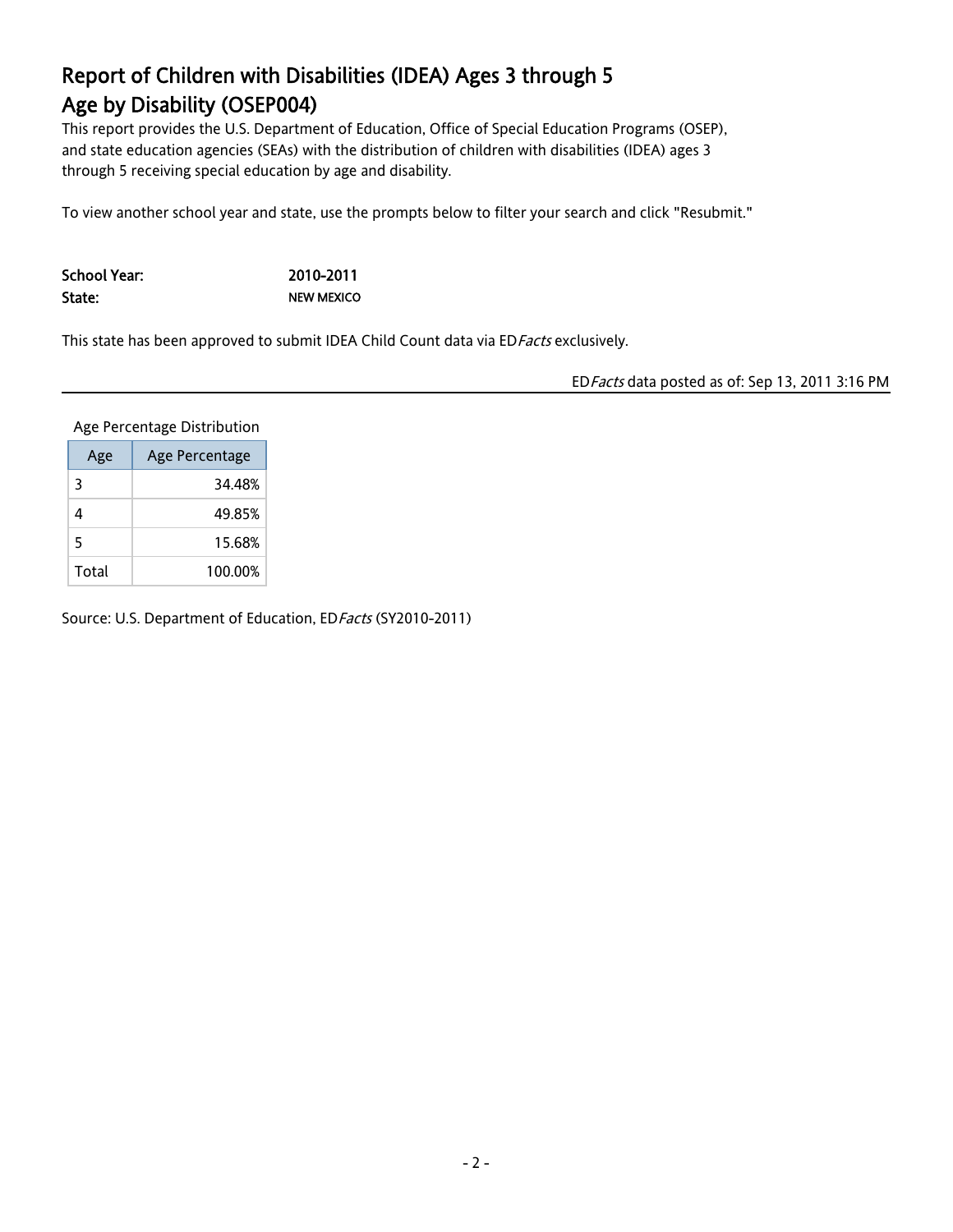# Report of Children with Disabilities (IDEA) Ages 3 through 5
# Age by Disability (OSEP004)

This report provides the U.S. Department of Education, Office of Special Education Programs (OSEP), and state education agencies (SEAs) with the distribution of children with disabilities (IDEA) ages 3 through 5 receiving special education by age and disability.

To view another school year and state, use the prompts below to filter your search and click "Resubmit."

**School Year:** 2010-2011
**State:** NEW MEXICO

This state has been approved to submit IDEA Child Count data via ED*Facts* exclusively.

ED*Facts* data posted as of: Sep 13, 2011 3:16 PM

Age Percentage Distribution

| Age | Age Percentage |
|---|---|
| 3 | 34.48% |
| 4 | 49.85% |
| 5 | 15.68% |
| Total | 100.00% |

Source: U.S. Department of Education, ED*Facts* (SY2010-2011)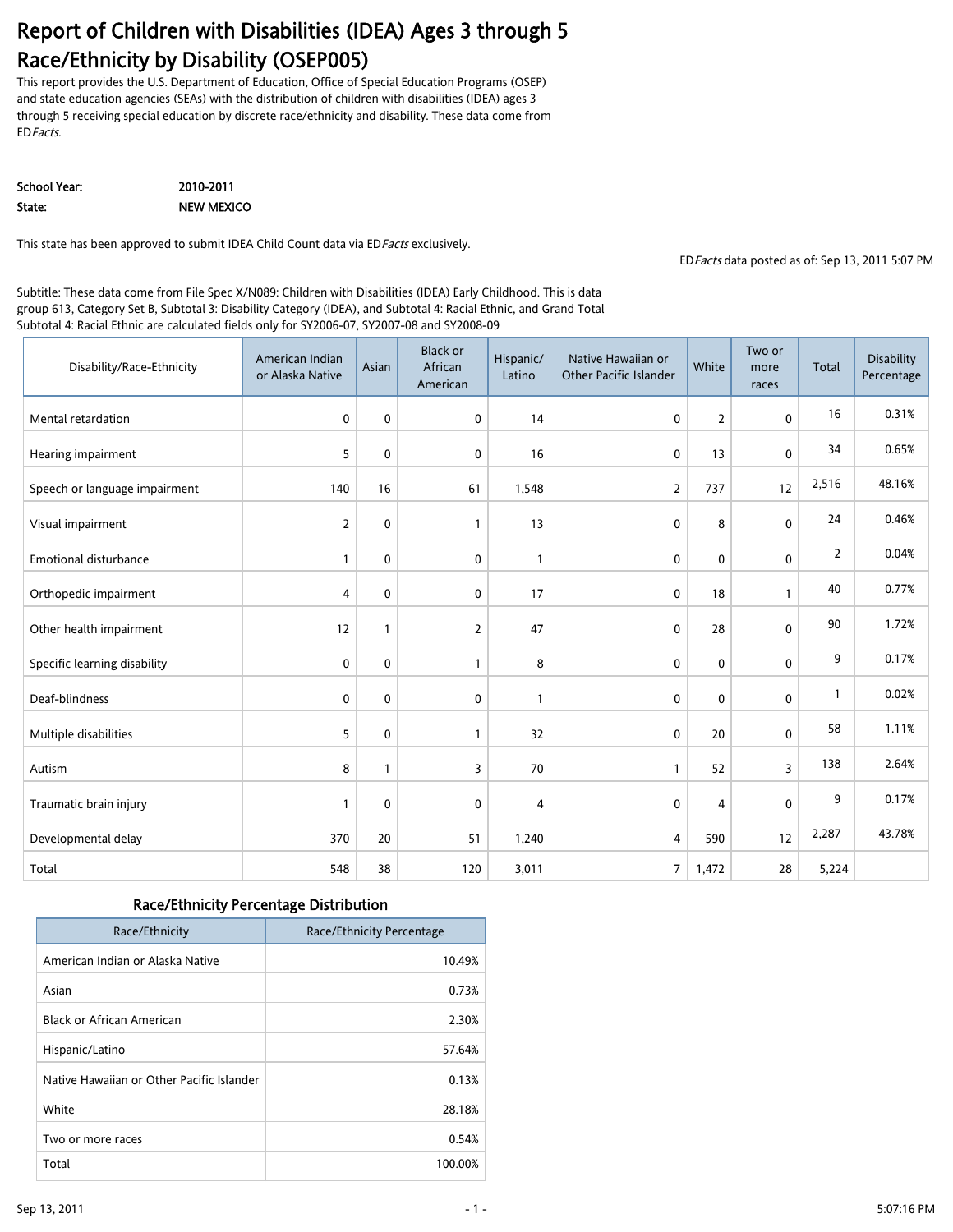# Report of Children with Disabilities (IDEA) Ages 3 through 5 Race/Ethnicity by Disability (OSEP005)

This report provides the U.S. Department of Education, Office of Special Education Programs (OSEP) and state education agencies (SEAs) with the distribution of children with disabilities (IDEA) ages 3 through 5 receiving special education by discrete race/ethnicity and disability. These data come from ED*Facts*.

**School Year:** 2010-2011

**State:** NEW MEXICO

This state has been approved to submit IDEA Child Count data via ED*Facts* exclusively.

ED*Facts* data posted as of: Sep 13, 2011 5:07 PM

Subtitle: These data come from File Spec X/N089: Children with Disabilities (IDEA) Early Childhood. This is data group 613, Category Set B, Subtotal 3: Disability Category (IDEA), and Subtotal 4: Racial Ethnic, and Grand Total Subtotal 4: Racial Ethnic are calculated fields only for SY2006-07, SY2007-08 and SY2008-09

| Disability/Race-Ethnicity | American Indian or Alaska Native | Asian | Black or African American | Hispanic/ Latino | Native Hawaiian or Other Pacific Islander | White | Two or more races | Total | Disability Percentage |
|---|---|---|---|---|---|---|---|---|---|
| Mental retardation | 0 | 0 | 0 | 14 | 0 | 2 | 0 | 16 | 0.31% |
| Hearing impairment | 5 | 0 | 0 | 16 | 0 | 13 | 0 | 34 | 0.65% |
| Speech or language impairment | 140 | 16 | 61 | 1,548 | 2 | 737 | 12 | 2,516 | 48.16% |
| Visual impairment | 2 | 0 | 1 | 13 | 0 | 8 | 0 | 24 | 0.46% |
| Emotional disturbance | 1 | 0 | 0 | 1 | 0 | 0 | 0 | 2 | 0.04% |
| Orthopedic impairment | 4 | 0 | 0 | 17 | 0 | 18 | 1 | 40 | 0.77% |
| Other health impairment | 12 | 1 | 2 | 47 | 0 | 28 | 0 | 90 | 1.72% |
| Specific learning disability | 0 | 0 | 1 | 8 | 0 | 0 | 0 | 9 | 0.17% |
| Deaf-blindness | 0 | 0 | 0 | 1 | 0 | 0 | 0 | 1 | 0.02% |
| Multiple disabilities | 5 | 0 | 1 | 32 | 0 | 20 | 0 | 58 | 1.11% |
| Autism | 8 | 1 | 3 | 70 | 1 | 52 | 3 | 138 | 2.64% |
| Traumatic brain injury | 1 | 0 | 0 | 4 | 0 | 4 | 0 | 9 | 0.17% |
| Developmental delay | 370 | 20 | 51 | 1,240 | 4 | 590 | 12 | 2,287 | 43.78% |
| Total | 548 | 38 | 120 | 3,011 | 7 | 1,472 | 28 | 5,224 | |

## Race/Ethnicity Percentage Distribution

| Race/Ethnicity | Race/Ethnicity Percentage |
|---|---|
| American Indian or Alaska Native | 10.49% |
| Asian | 0.73% |
| Black or African American | 2.30% |
| Hispanic/Latino | 57.64% |
| Native Hawaiian or Other Pacific Islander | 0.13% |
| White | 28.18% |
| Two or more races | 0.54% |
| Total | 100.00% |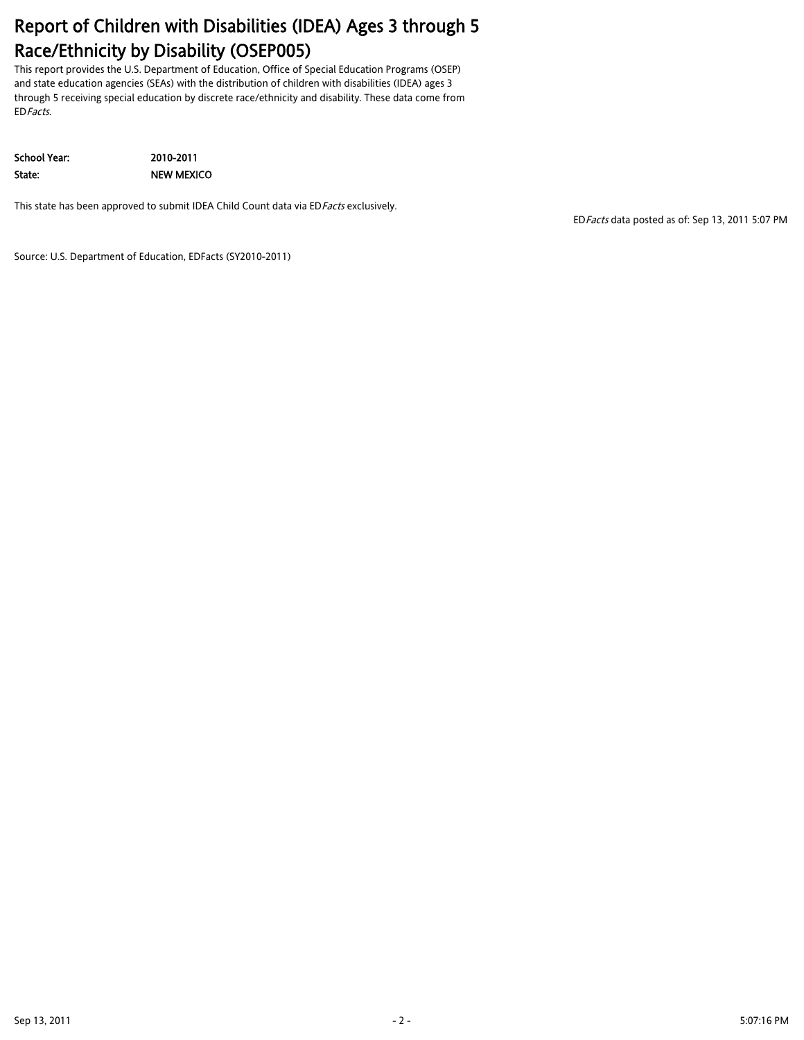# Report of Children with Disabilities (IDEA) Ages 3 through 5 Race/Ethnicity by Disability (OSEP005)

This report provides the U.S. Department of Education, Office of Special Education Programs (OSEP) and state education agencies (SEAs) with the distribution of children with disabilities (IDEA) ages 3 through 5 receiving special education by discrete race/ethnicity and disability. These data come from ED*Facts*.

| | |
|---|---|
| **School Year:** | **2010-2011** |
| **State:** | **NEW MEXICO** |

This state has been approved to submit IDEA Child Count data via ED*Facts* exclusively.

ED*Facts* data posted as of: Sep 13, 2011 5:07 PM

Source: U.S. Department of Education, EDFacts (SY2010-2011)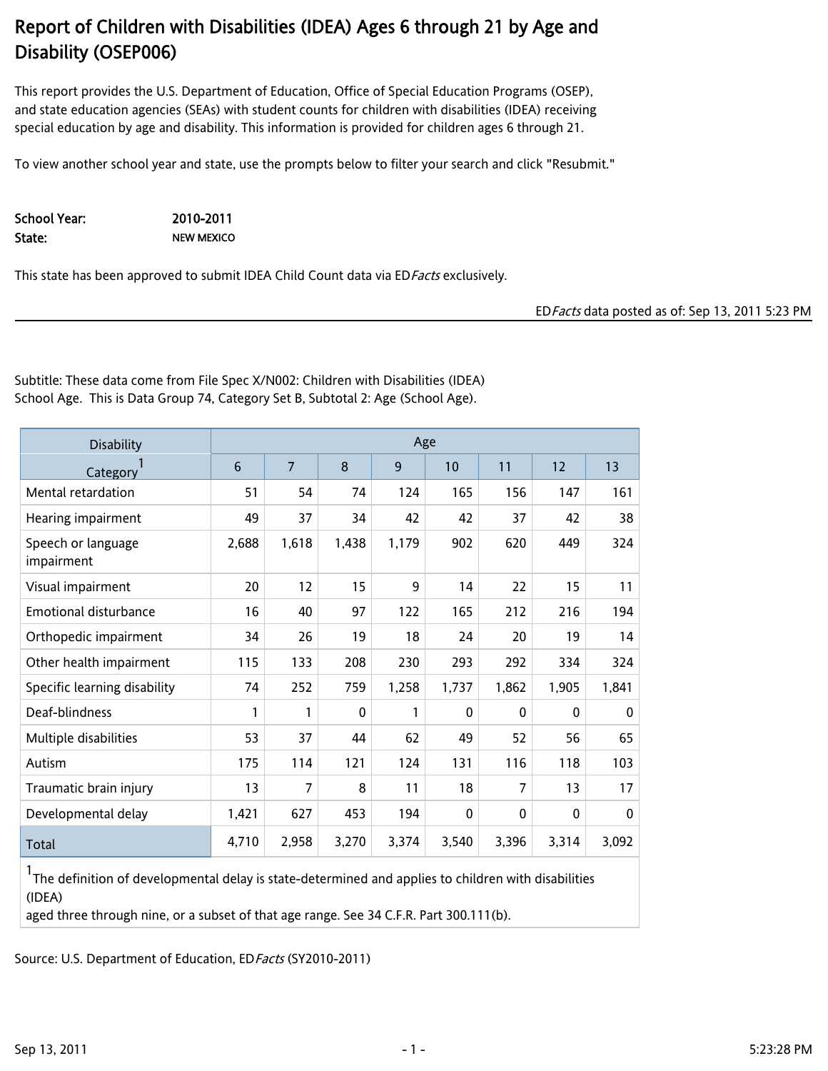# Report of Children with Disabilities (IDEA) Ages 6 through 21 by Age and Disability (OSEP006)

This report provides the U.S. Department of Education, Office of Special Education Programs (OSEP), and state education agencies (SEAs) with student counts for children with disabilities (IDEA) receiving special education by age and disability. This information is provided for children ages 6 through 21.

To view another school year and state, use the prompts below to filter your search and click "Resubmit."

**School Year:** 2010-2011
**State:** NEW MEXICO

This state has been approved to submit IDEA Child Count data via ED*Facts* exclusively.

ED*Facts* data posted as of: Sep 13, 2011 5:23 PM

Subtitle: These data come from File Spec X/N002: Children with Disabilities (IDEA) School Age. This is Data Group 74, Category Set B, Subtotal 2: Age (School Age).

| Disability Category[1] | Age | | | | | | | |
|---|---|---|---|---|---|---|---|---|
| | 6 | 7 | 8 | 9 | 10 | 11 | 12 | 13 |
| Mental retardation | 51 | 54 | 74 | 124 | 165 | 156 | 147 | 161 |
| Hearing impairment | 49 | 37 | 34 | 42 | 42 | 37 | 42 | 38 |
| Speech or language impairment | 2,688 | 1,618 | 1,438 | 1,179 | 902 | 620 | 449 | 324 |
| Visual impairment | 20 | 12 | 15 | 9 | 14 | 22 | 15 | 11 |
| Emotional disturbance | 16 | 40 | 97 | 122 | 165 | 212 | 216 | 194 |
| Orthopedic impairment | 34 | 26 | 19 | 18 | 24 | 20 | 19 | 14 |
| Other health impairment | 115 | 133 | 208 | 230 | 293 | 292 | 334 | 324 |
| Specific learning disability | 74 | 252 | 759 | 1,258 | 1,737 | 1,862 | 1,905 | 1,841 |
| Deaf-blindness | 1 | 1 | 0 | 1 | 0 | 0 | 0 | 0 |
| Multiple disabilities | 53 | 37 | 44 | 62 | 49 | 52 | 56 | 65 |
| Autism | 175 | 114 | 121 | 124 | 131 | 116 | 118 | 103 |
| Traumatic brain injury | 13 | 7 | 8 | 11 | 18 | 7 | 13 | 17 |
| Developmental delay | 1,421 | 627 | 453 | 194 | 0 | 0 | 0 | 0 |
| Total | 4,710 | 2,958 | 3,270 | 3,374 | 3,540 | 3,396 | 3,314 | 3,092 |

[1] The definition of developmental delay is state-determined and applies to children with disabilities (IDEA) aged three through nine, or a subset of that age range. See 34 C.F.R. Part 300.111(b).

Source: U.S. Department of Education, ED*Facts* (SY2010-2011)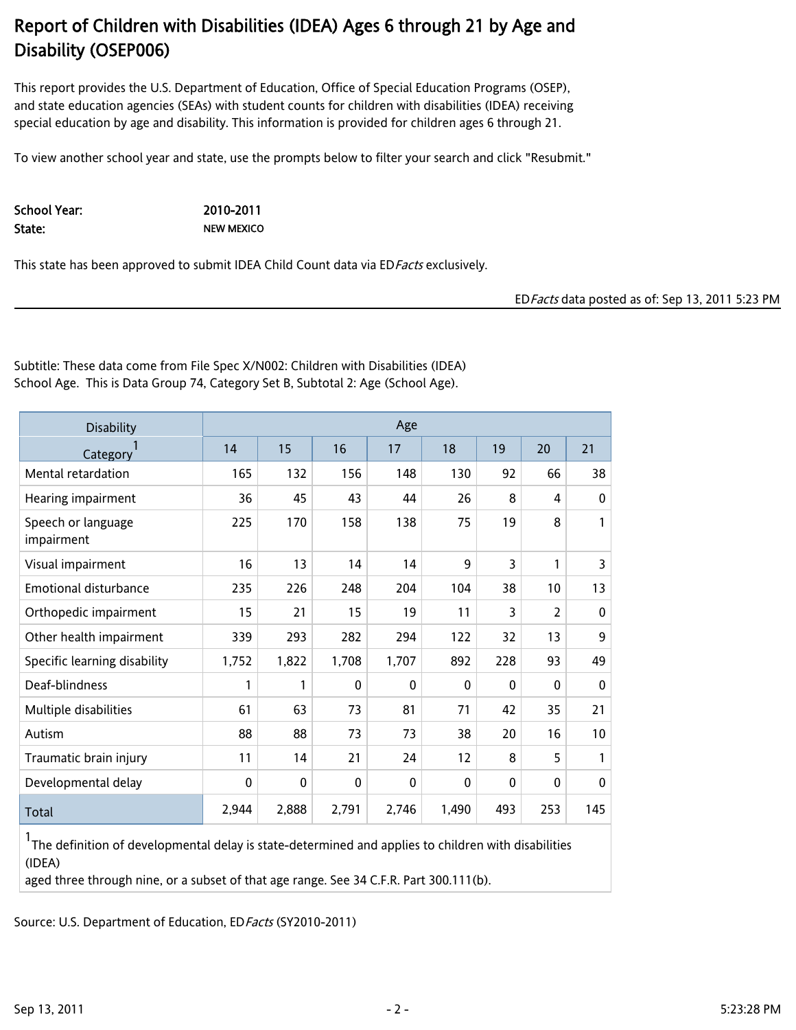# Report of Children with Disabilities (IDEA) Ages 6 through 21 by Age and Disability (OSEP006)

This report provides the U.S. Department of Education, Office of Special Education Programs (OSEP), and state education agencies (SEAs) with student counts for children with disabilities (IDEA) receiving special education by age and disability. This information is provided for children ages 6 through 21.

To view another school year and state, use the prompts below to filter your search and click "Resubmit."

**School Year:** 2010-2011
**State:** NEW MEXICO

This state has been approved to submit IDEA Child Count data via ED*Facts* exclusively.

ED*Facts* data posted as of: Sep 13, 2011 5:23 PM

Subtitle: These data come from File Spec X/N002: Children with Disabilities (IDEA) School Age. This is Data Group 74, Category Set B, Subtotal 2: Age (School Age).

| Disability Category[1] | Age | | | | | | | |
|---|---|---|---|---|---|---|---|---|
| | 14 | 15 | 16 | 17 | 18 | 19 | 20 | 21 |
| Mental retardation | 165 | 132 | 156 | 148 | 130 | 92 | 66 | 38 |
| Hearing impairment | 36 | 45 | 43 | 44 | 26 | 8 | 4 | 0 |
| Speech or language impairment | 225 | 170 | 158 | 138 | 75 | 19 | 8 | 1 |
| Visual impairment | 16 | 13 | 14 | 14 | 9 | 3 | 1 | 3 |
| Emotional disturbance | 235 | 226 | 248 | 204 | 104 | 38 | 10 | 13 |
| Orthopedic impairment | 15 | 21 | 15 | 19 | 11 | 3 | 2 | 0 |
| Other health impairment | 339 | 293 | 282 | 294 | 122 | 32 | 13 | 9 |
| Specific learning disability | 1,752 | 1,822 | 1,708 | 1,707 | 892 | 228 | 93 | 49 |
| Deaf-blindness | 1 | 1 | 0 | 0 | 0 | 0 | 0 | 0 |
| Multiple disabilities | 61 | 63 | 73 | 81 | 71 | 42 | 35 | 21 |
| Autism | 88 | 88 | 73 | 73 | 38 | 20 | 16 | 10 |
| Traumatic brain injury | 11 | 14 | 21 | 24 | 12 | 8 | 5 | 1 |
| Developmental delay | 0 | 0 | 0 | 0 | 0 | 0 | 0 | 0 |
| Total | 2,944 | 2,888 | 2,791 | 2,746 | 1,490 | 493 | 253 | 145 |

[1] The definition of developmental delay is state-determined and applies to children with disabilities (IDEA) aged three through nine, or a subset of that age range. See 34 C.F.R. Part 300.111(b).

Source: U.S. Department of Education, ED*Facts* (SY2010-2011)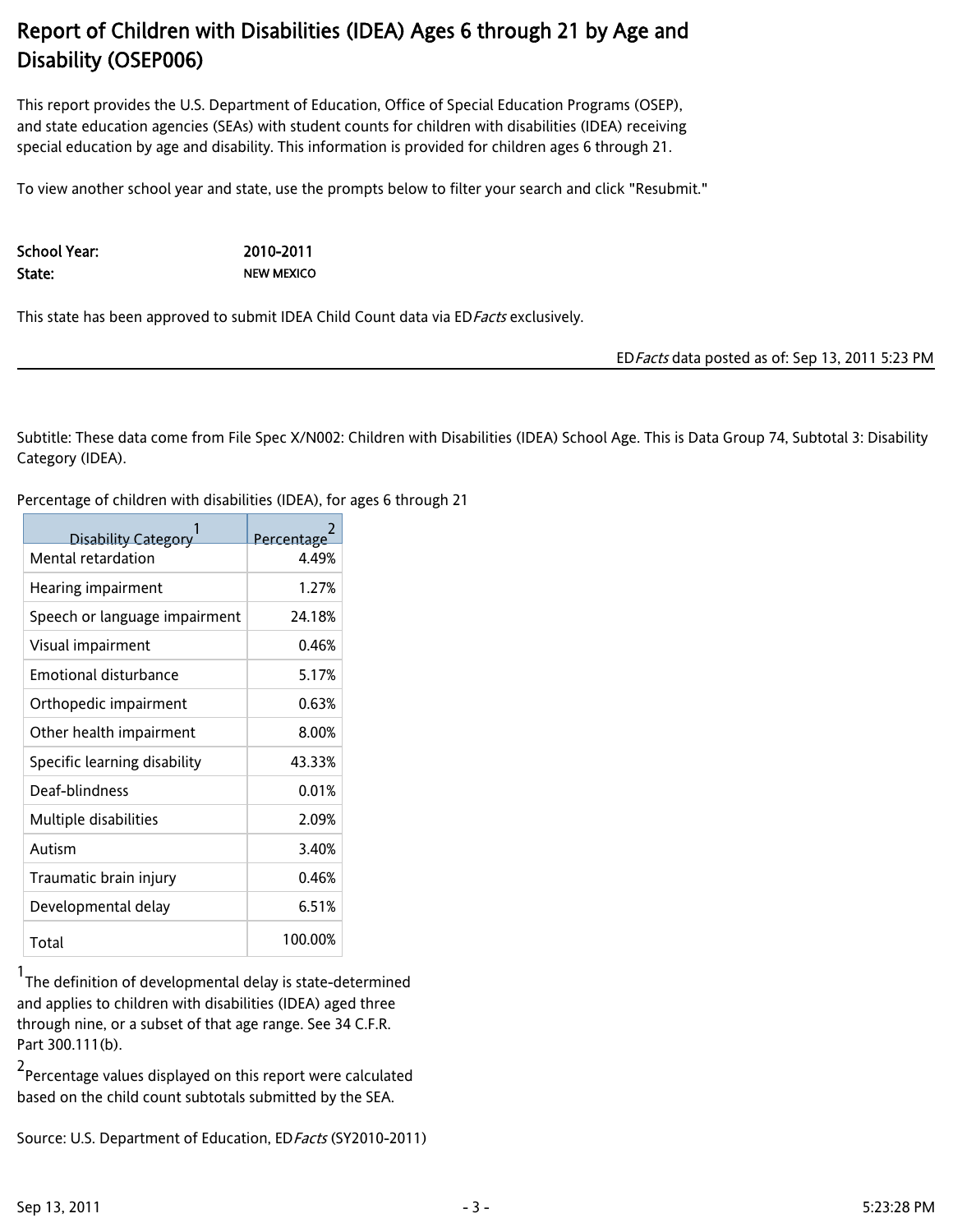# Report of Children with Disabilities (IDEA) Ages 6 through 21 by Age and Disability (OSEP006)

This report provides the U.S. Department of Education, Office of Special Education Programs (OSEP), and state education agencies (SEAs) with student counts for children with disabilities (IDEA) receiving special education by age and disability. This information is provided for children ages 6 through 21.

To view another school year and state, use the prompts below to filter your search and click "Resubmit."

**School Year:** 2010-2011
**State:** NEW MEXICO

This state has been approved to submit IDEA Child Count data via ED*Facts* exclusively.

ED*Facts* data posted as of: Sep 13, 2011 5:23 PM

Subtitle: These data come from File Spec X/N002: Children with Disabilities (IDEA) School Age. This is Data Group 74, Subtotal 3: Disability Category (IDEA).

Percentage of children with disabilities (IDEA), for ages 6 through 21

| Disability Category[1] | Percentage[2] |
|---|---|
| Mental retardation | 4.49% |
| Hearing impairment | 1.27% |
| Speech or language impairment | 24.18% |
| Visual impairment | 0.46% |
| Emotional disturbance | 5.17% |
| Orthopedic impairment | 0.63% |
| Other health impairment | 8.00% |
| Specific learning disability | 43.33% |
| Deaf-blindness | 0.01% |
| Multiple disabilities | 2.09% |
| Autism | 3.40% |
| Traumatic brain injury | 0.46% |
| Developmental delay | 6.51% |
| Total | 100.00% |

[1] The definition of developmental delay is state-determined and applies to children with disabilities (IDEA) aged three through nine, or a subset of that age range. See 34 C.F.R. Part 300.111(b).

[2] Percentage values displayed on this report were calculated based on the child count subtotals submitted by the SEA.

Source: U.S. Department of Education, ED*Facts* (SY2010-2011)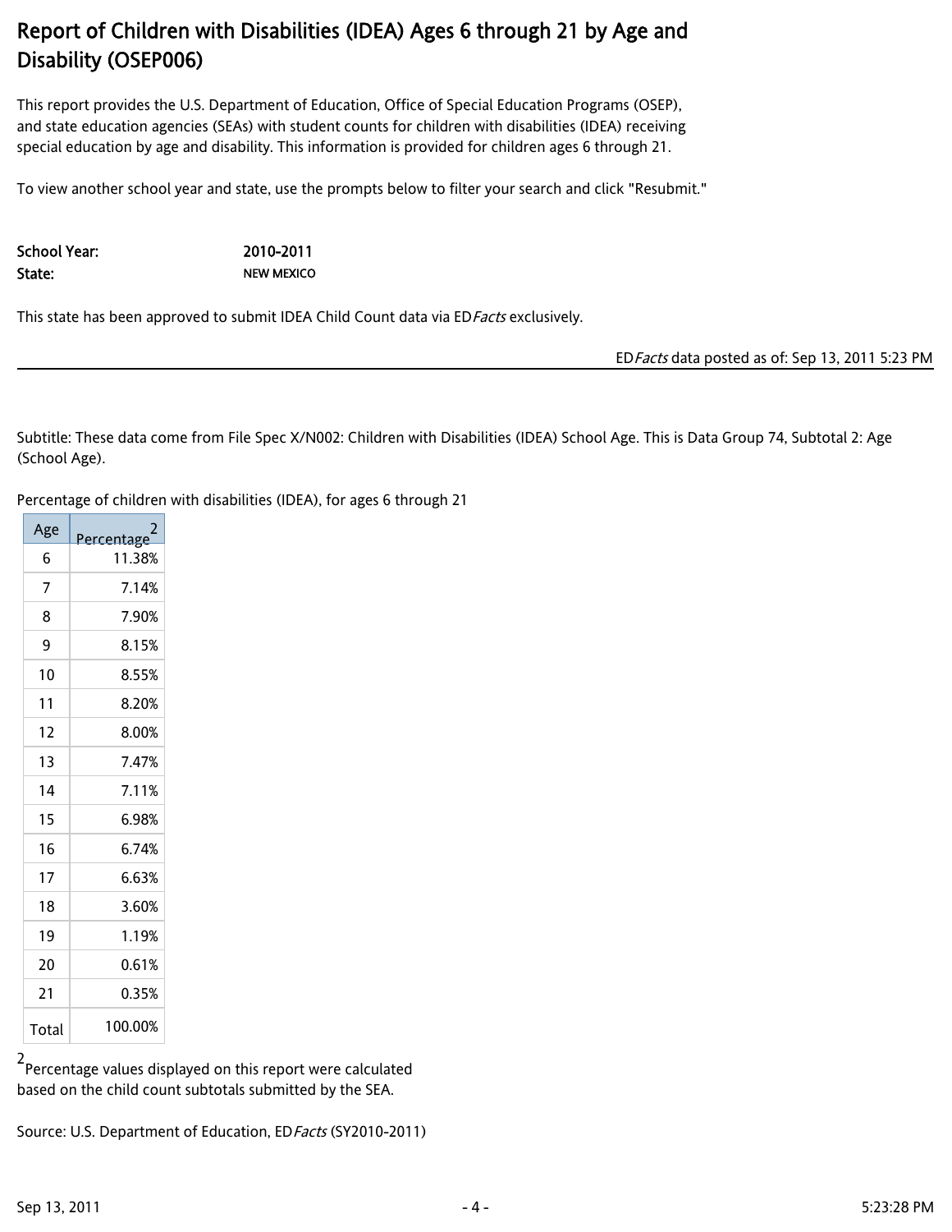# Report of Children with Disabilities (IDEA) Ages 6 through 21 by Age and Disability (OSEP006)

This report provides the U.S. Department of Education, Office of Special Education Programs (OSEP), and state education agencies (SEAs) with student counts for children with disabilities (IDEA) receiving special education by age and disability. This information is provided for children ages 6 through 21.

To view another school year and state, use the prompts below to filter your search and click "Resubmit."

**School Year:** 2010-2011
**State:** NEW MEXICO

This state has been approved to submit IDEA Child Count data via ED*Facts* exclusively.

ED*Facts* data posted as of: Sep 13, 2011 5:23 PM

Subtitle: These data come from File Spec X/N002: Children with Disabilities (IDEA) School Age. This is Data Group 74, Subtotal 2: Age (School Age).

Percentage of children with disabilities (IDEA), for ages 6 through 21

| Age | Percentage[2] |
|---|---|
| 6 | 11.38% |
| 7 | 7.14% |
| 8 | 7.90% |
| 9 | 8.15% |
| 10 | 8.55% |
| 11 | 8.20% |
| 12 | 8.00% |
| 13 | 7.47% |
| 14 | 7.11% |
| 15 | 6.98% |
| 16 | 6.74% |
| 17 | 6.63% |
| 18 | 3.60% |
| 19 | 1.19% |
| 20 | 0.61% |
| 21 | 0.35% |
| Total | 100.00% |

[2] Percentage values displayed on this report were calculated based on the child count subtotals submitted by the SEA.

Source: U.S. Department of Education, ED*Facts* (SY2010-2011)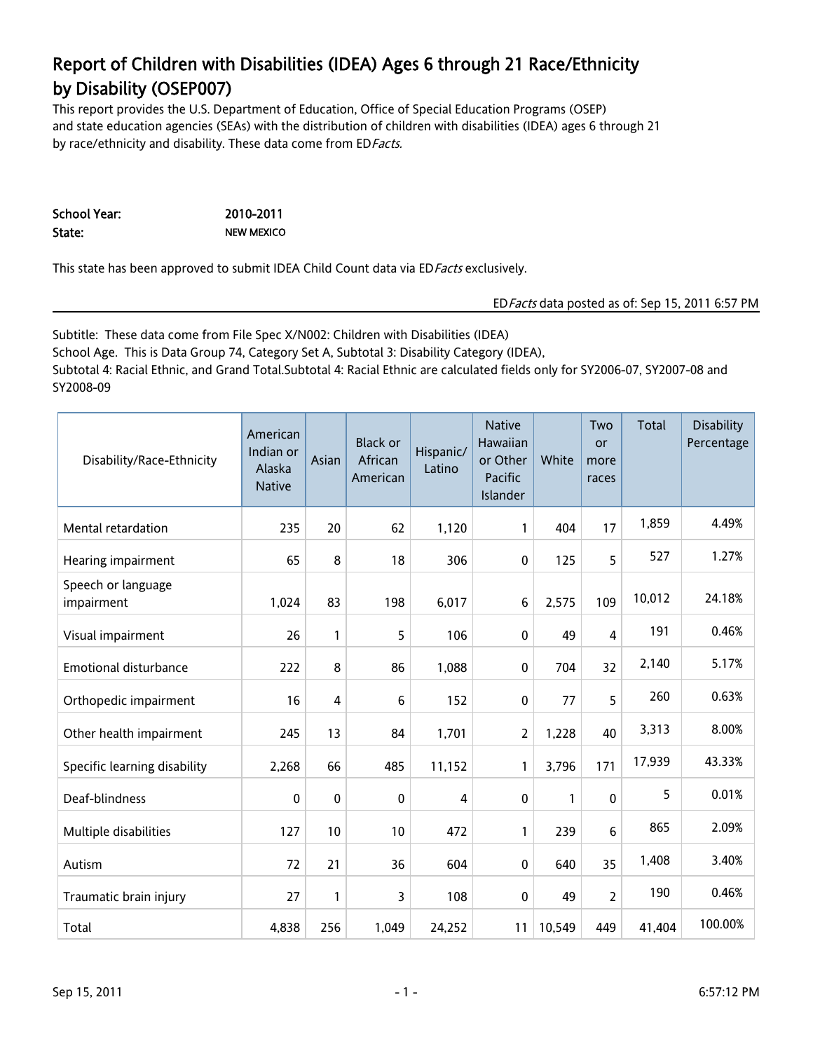# Report of Children with Disabilities (IDEA) Ages 6 through 21 Race/Ethnicity by Disability (OSEP007)

This report provides the U.S. Department of Education, Office of Special Education Programs (OSEP) and state education agencies (SEAs) with the distribution of children with disabilities (IDEA) ages 6 through 21 by race/ethnicity and disability. These data come from ED*Facts*.

**School Year:** 2010-2011
**State:** NEW MEXICO

This state has been approved to submit IDEA Child Count data via ED*Facts* exclusively.

ED*Facts* data posted as of: Sep 15, 2011 6:57 PM

Subtitle: These data come from File Spec X/N002: Children with Disabilities (IDEA) School Age. This is Data Group 74, Category Set A, Subtotal 3: Disability Category (IDEA), Subtotal 4: Racial Ethnic, and Grand Total.Subtotal 4: Racial Ethnic are calculated fields only for SY2006-07, SY2007-08 and SY2008-09

| Disability/Race-Ethnicity | American Indian or Alaska Native | Asian | Black or African American | Hispanic/ Latino | Native Hawaiian or Other Pacific Islander | White | Two or more races | Total | Disability Percentage |
|---|---|---|---|---|---|---|---|---|---|
| Mental retardation | 235 | 20 | 62 | 1,120 | 1 | 404 | 17 | 1,859 | 4.49% |
| Hearing impairment | 65 | 8 | 18 | 306 | 0 | 125 | 5 | 527 | 1.27% |
| Speech or language impairment | 1,024 | 83 | 198 | 6,017 | 6 | 2,575 | 109 | 10,012 | 24.18% |
| Visual impairment | 26 | 1 | 5 | 106 | 0 | 49 | 4 | 191 | 0.46% |
| Emotional disturbance | 222 | 8 | 86 | 1,088 | 0 | 704 | 32 | 2,140 | 5.17% |
| Orthopedic impairment | 16 | 4 | 6 | 152 | 0 | 77 | 5 | 260 | 0.63% |
| Other health impairment | 245 | 13 | 84 | 1,701 | 2 | 1,228 | 40 | 3,313 | 8.00% |
| Specific learning disability | 2,268 | 66 | 485 | 11,152 | 1 | 3,796 | 171 | 17,939 | 43.33% |
| Deaf-blindness | 0 | 0 | 0 | 4 | 0 | 1 | 0 | 5 | 0.01% |
| Multiple disabilities | 127 | 10 | 10 | 472 | 1 | 239 | 6 | 865 | 2.09% |
| Autism | 72 | 21 | 36 | 604 | 0 | 640 | 35 | 1,408 | 3.40% |
| Traumatic brain injury | 27 | 1 | 3 | 108 | 0 | 49 | 2 | 190 | 0.46% |
| Total | 4,838 | 256 | 1,049 | 24,252 | 11 | 10,549 | 449 | 41,404 | 100.00% |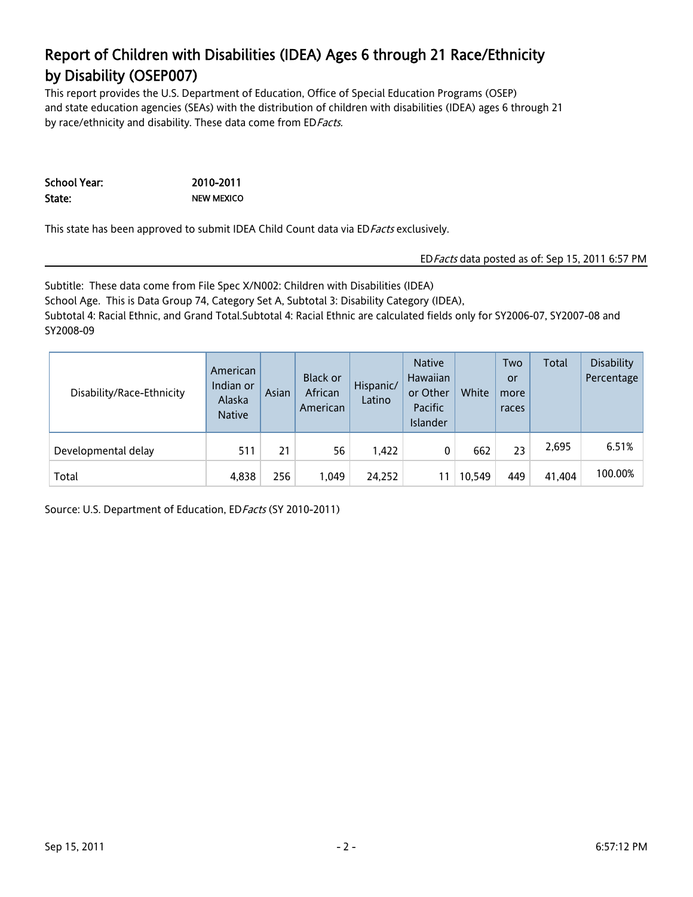# Report of Children with Disabilities (IDEA) Ages 6 through 21 Race/Ethnicity by Disability (OSEP007)

This report provides the U.S. Department of Education, Office of Special Education Programs (OSEP) and state education agencies (SEAs) with the distribution of children with disabilities (IDEA) ages 6 through 21 by race/ethnicity and disability. These data come from ED*Facts*.

**School Year:** 2010-2011
**State:** NEW MEXICO

This state has been approved to submit IDEA Child Count data via ED*Facts* exclusively.

ED*Facts* data posted as of: Sep 15, 2011 6:57 PM

Subtitle: These data come from File Spec X/N002: Children with Disabilities (IDEA) School Age. This is Data Group 74, Category Set A, Subtotal 3: Disability Category (IDEA), Subtotal 4: Racial Ethnic, and Grand Total.Subtotal 4: Racial Ethnic are calculated fields only for SY2006-07, SY2007-08 and SY2008-09

| Disability/Race-Ethnicity | American Indian or Alaska Native | Asian | Black or African American | Hispanic/ Latino | Native Hawaiian or Other Pacific Islander | White | Two or more races | Total | Disability Percentage |
|---|---|---|---|---|---|---|---|---|---|
| Developmental delay | 511 | 21 | 56 | 1,422 | 0 | 662 | 23 | 2,695 | 6.51% |
| Total | 4,838 | 256 | 1,049 | 24,252 | 11 | 10,549 | 449 | 41,404 | 100.00% |

Source: U.S. Department of Education, ED*Facts* (SY 2010-2011)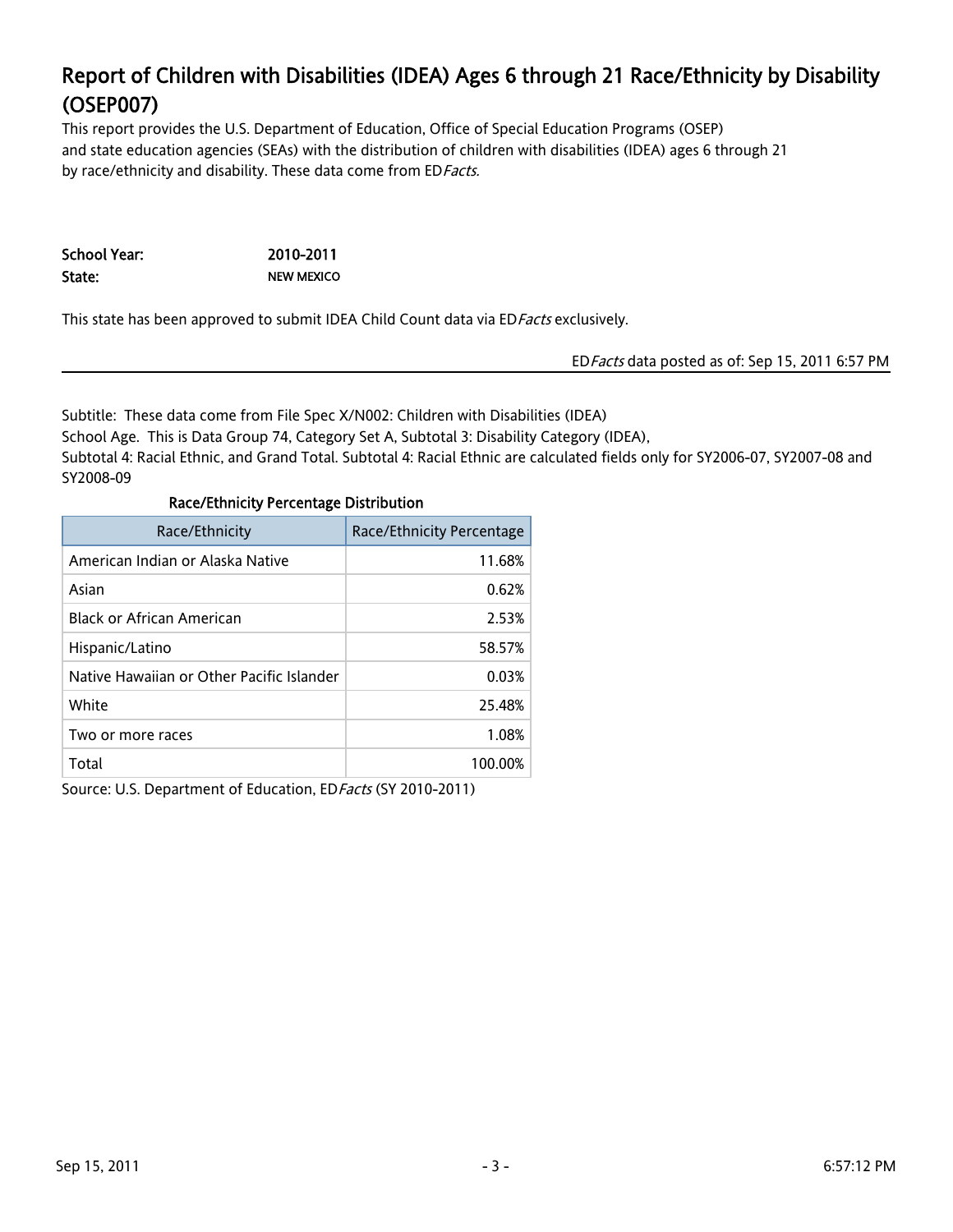# Report of Children with Disabilities (IDEA) Ages 6 through 21 Race/Ethnicity by Disability (OSEP007)

This report provides the U.S. Department of Education, Office of Special Education Programs (OSEP) and state education agencies (SEAs) with the distribution of children with disabilities (IDEA) ages 6 through 21 by race/ethnicity and disability. These data come from ED*Facts.*

**School Year:** 2010-2011
**State:** NEW MEXICO

This state has been approved to submit IDEA Child Count data via ED*Facts* exclusively.

ED*Facts* data posted as of: Sep 15, 2011 6:57 PM

---

Subtitle: These data come from File Spec X/N002: Children with Disabilities (IDEA) School Age. This is Data Group 74, Category Set A, Subtotal 3: Disability Category (IDEA), Subtotal 4: Racial Ethnic, and Grand Total. Subtotal 4: Racial Ethnic are calculated fields only for SY2006-07, SY2007-08 and SY2008-09

**Race/Ethnicity Percentage Distribution**

| Race/Ethnicity | Race/Ethnicity Percentage |
|---|---|
| American Indian or Alaska Native | 11.68% |
| Asian | 0.62% |
| Black or African American | 2.53% |
| Hispanic/Latino | 58.57% |
| Native Hawaiian or Other Pacific Islander | 0.03% |
| White | 25.48% |
| Two or more races | 1.08% |
| Total | 100.00% |

Source: U.S. Department of Education, ED*Facts* (SY 2010-2011)